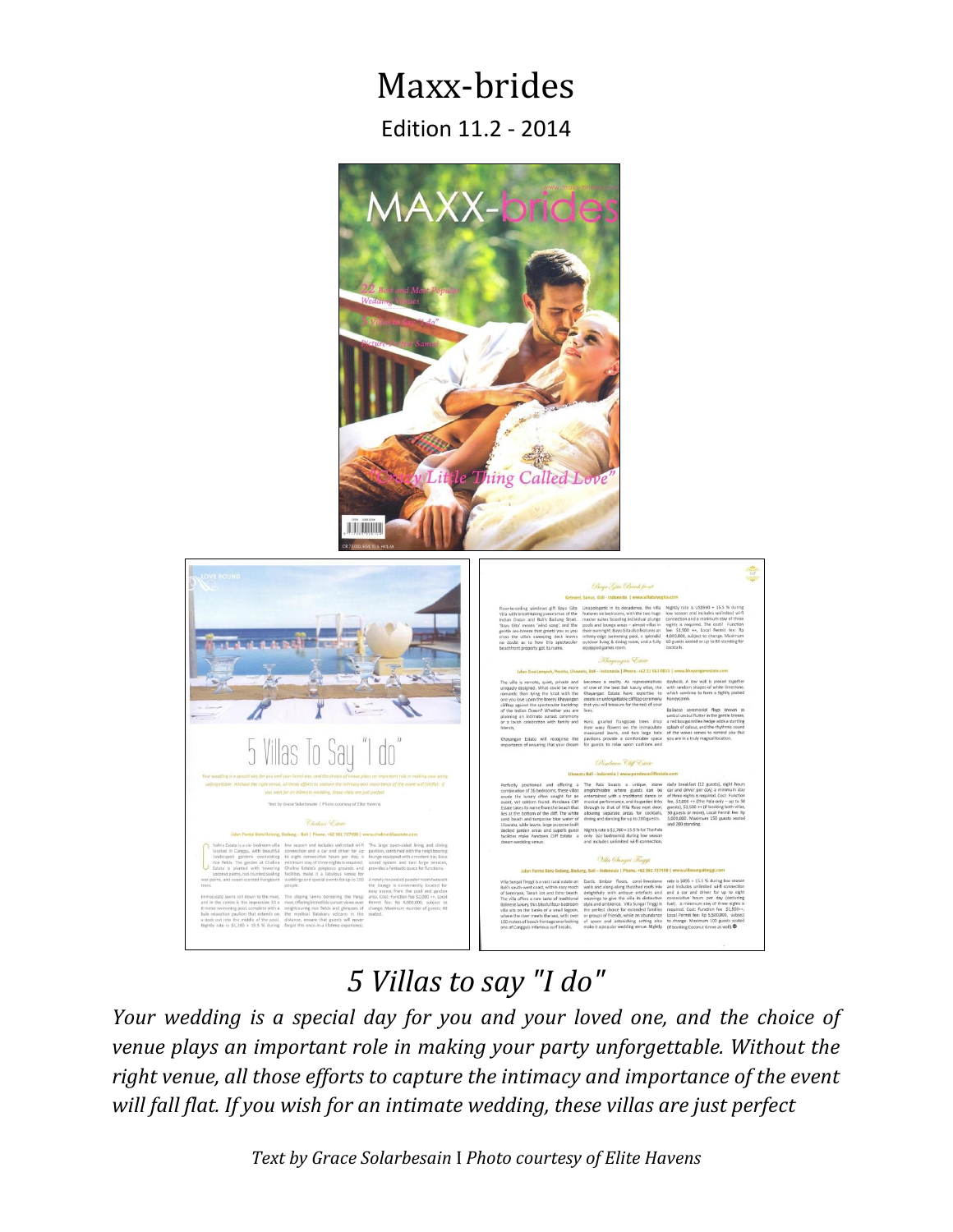# Maxx-brides

## Edition 11.2 - 2014

## *5 Villas to say "I do"*

*Your wedding is a special day for you and your loved one, and the choice of venue plays an important role in making your party unforgettable. Without the right venue, all those efforts to capture the intimacy and importance of the event will fall flat. If you wish for an intimate wedding, these villas are just perfect*

*Text by Grace Solarbesain I Photo courtesy of Elite Havens*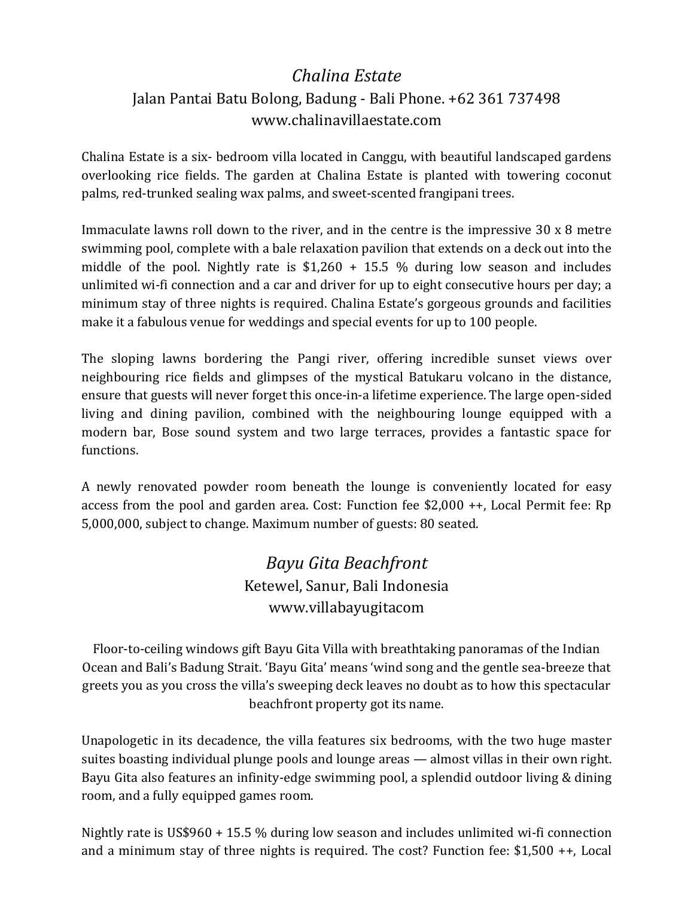## *Chalina Estate*

Jalan Pantai Batu Bolong, Badung - Bali Phone. +62 361 737498

www.chalinavillaestate.com

Chalina Estate is a six- bedroom villa located in Canggu, with beautiful landscaped gardens overlooking rice fields. The garden at Chalina Estate is planted with towering coconut palms, red-trunked sealing wax palms, and sweet-scented frangipani trees.

Immaculate lawns roll down to the river, and in the centre is the impressive 30 x 8 metre swimming pool, complete with a bale relaxation pavilion that extends on a deck out into the middle of the pool. Nightly rate is $1,260 + 15.5 % during low season and includes unlimited wi-fi connection and a car and driver for up to eight consecutive hours per day; a minimum stay of three nights is required. Chalina Estate's gorgeous grounds and facilities make it a fabulous venue for weddings and special events for up to 100 people.

The sloping lawns bordering the Pangi river, offering incredible sunset views over neighbouring rice fields and glimpses of the mystical Batukaru volcano in the distance, ensure that guests will never forget this once-in-a lifetime experience. The large open-sided living and dining pavilion, combined with the neighbouring lounge equipped with a modern bar, Bose sound system and two large terraces, provides a fantastic space for functions.

A newly renovated powder room beneath the lounge is conveniently located for easy access from the pool and garden area. Cost: Function fee $2,000 ++, Local Permit fee: Rp 5,000,000, subject to change. Maximum number of guests: 80 seated.

## *Bayu Gita Beachfront*

Ketewel, Sanur, Bali Indonesia

www.villabayugitacom

Floor-to-ceiling windows gift Bayu Gita Villa with breathtaking panoramas of the Indian Ocean and Bali's Badung Strait. 'Bayu Gita' means 'wind song and the gentle sea-breeze that greets you as you cross the villa's sweeping deck leaves no doubt as to how this spectacular beachfront property got its name.

Unapologetic in its decadence, the villa features six bedrooms, with the two huge master suites boasting individual plunge pools and lounge areas — almost villas in their own right. Bayu Gita also features an infinity-edge swimming pool, a splendid outdoor living & dining room, and a fully equipped games room.

Nightly rate is US$960 + 15.5 % during low season and includes unlimited wi-fi connection and a minimum stay of three nights is required. The cost? Function fee: $1,500 ++, Local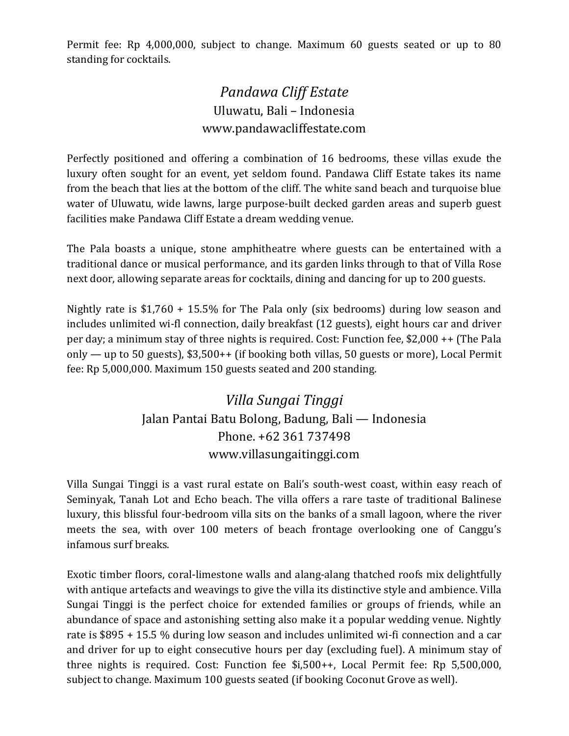Permit fee: Rp 4,000,000, subject to change. Maximum 60 guests seated or up to 80 standing for cocktails.

## *Pandawa Cliff Estate*

Uluwatu, Bali – Indonesia
www.pandawacliffestate.com

Perfectly positioned and offering a combination of 16 bedrooms, these villas exude the luxury often sought for an event, yet seldom found. Pandawa Cliff Estate takes its name from the beach that lies at the bottom of the cliff. The white sand beach and turquoise blue water of Uluwatu, wide lawns, large purpose-built decked garden areas and superb guest facilities make Pandawa Cliff Estate a dream wedding venue.

The Pala boasts a unique, stone amphitheatre where guests can be entertained with a traditional dance or musical performance, and its garden links through to that of Villa Rose next door, allowing separate areas for cocktails, dining and dancing for up to 200 guests.

Nightly rate is $1,760 + 15.5% for The Pala only (six bedrooms) during low season and includes unlimited wi-fl connection, daily breakfast (12 guests), eight hours car and driver per day; a minimum stay of three nights is required. Cost: Function fee, $2,000 ++ (The Pala only — up to 50 guests), $3,500++ (if booking both villas, 50 guests or more), Local Permit fee: Rp 5,000,000. Maximum 150 guests seated and 200 standing.

## *Villa Sungai Tinggi*

Jalan Pantai Batu Bolong, Badung, Bali — Indonesia
Phone. +62 361 737498
www.villasungaitinggi.com

Villa Sungai Tinggi is a vast rural estate on Bali's south-west coast, within easy reach of Seminyak, Tanah Lot and Echo beach. The villa offers a rare taste of traditional Balinese luxury, this blissful four-bedroom villa sits on the banks of a small lagoon, where the river meets the sea, with over 100 meters of beach frontage overlooking one of Canggu's infamous surf breaks.

Exotic timber floors, coral-limestone walls and alang-alang thatched roofs mix delightfully with antique artefacts and weavings to give the villa its distinctive style and ambience. Villa Sungai Tinggi is the perfect choice for extended families or groups of friends, while an abundance of space and astonishing setting also make it a popular wedding venue. Nightly rate is $895 + 15.5 % during low season and includes unlimited wi-fi connection and a car and driver for up to eight consecutive hours per day (excluding fuel). A minimum stay of three nights is required. Cost: Function fee $i,500++, Local Permit fee: Rp 5,500,000, subject to change. Maximum 100 guests seated (if booking Coconut Grove as well).